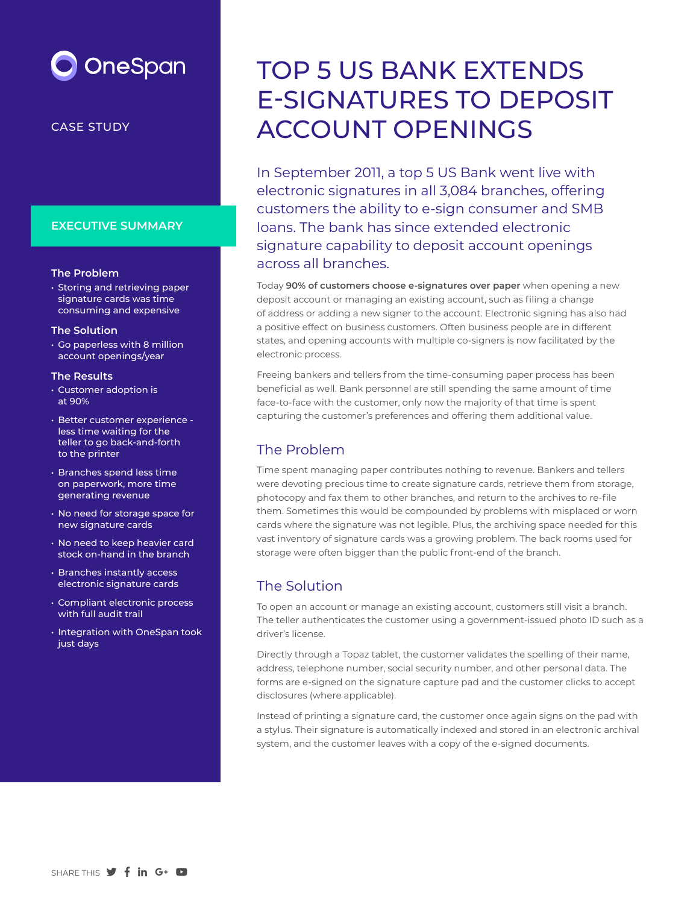OneSpan

CASE STUDY

# TOP 5 US BANK EXTENDS E-SIGNATURES TO DEPOSIT ACCOUNT OPENINGS

## EXECUTIVE SUMMARY

### The Problem

- Storing and retrieving paper signature cards was time consuming and expensive

### The Solution

- Go paperless with 8 million account openings/year

### The Results

- Customer adoption is at 90%
- Better customer experience - less time waiting for the teller to go back-and-forth to the printer
- Branches spend less time on paperwork, more time generating revenue
- No need for storage space for new signature cards
- No need to keep heavier card stock on-hand in the branch
- Branches instantly access electronic signature cards
- Compliant electronic process with full audit trail
- Integration with OneSpan took just days

In September 2011, a top 5 US Bank went live with electronic signatures in all 3,084 branches, offering customers the ability to e-sign consumer and SMB loans. The bank has since extended electronic signature capability to deposit account openings across all branches.

Today **90% of customers choose e-signatures over paper** when opening a new deposit account or managing an existing account, such as filing a change of address or adding a new signer to the account. Electronic signing has also had a positive effect on business customers. Often business people are in different states, and opening accounts with multiple co-signers is now facilitated by the electronic process.

Freeing bankers and tellers from the time-consuming paper process has been beneficial as well. Bank personnel are still spending the same amount of time face-to-face with the customer, only now the majority of that time is spent capturing the customer's preferences and offering them additional value.

## The Problem

Time spent managing paper contributes nothing to revenue. Bankers and tellers were devoting precious time to create signature cards, retrieve them from storage, photocopy and fax them to other branches, and return to the archives to re-file them. Sometimes this would be compounded by problems with misplaced or worn cards where the signature was not legible. Plus, the archiving space needed for this vast inventory of signature cards was a growing problem. The back rooms used for storage were often bigger than the public front-end of the branch.

## The Solution

To open an account or manage an existing account, customers still visit a branch. The teller authenticates the customer using a government-issued photo ID such as a driver's license.

Directly through a Topaz tablet, the customer validates the spelling of their name, address, telephone number, social security number, and other personal data. The forms are e-signed on the signature capture pad and the customer clicks to accept disclosures (where applicable).

Instead of printing a signature card, the customer once again signs on the pad with a stylus. Their signature is automatically indexed and stored in an electronic archival system, and the customer leaves with a copy of the e-signed documents.

SHARE THIS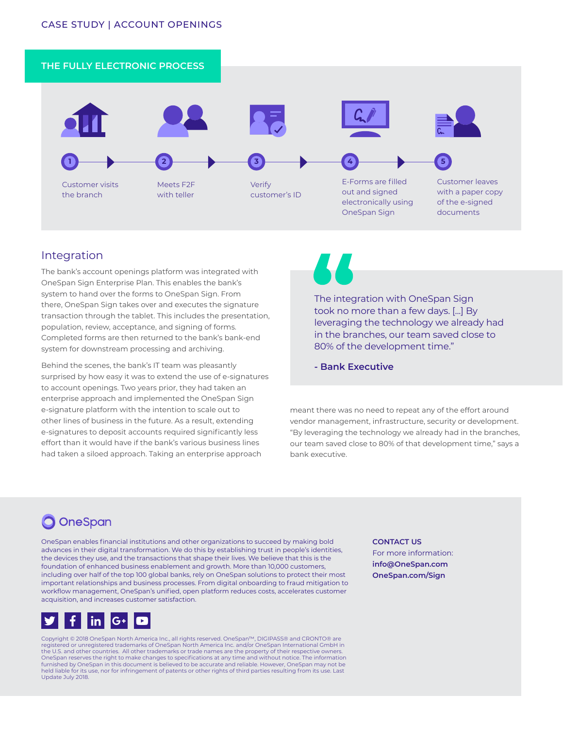## THE FULLY ELECTRONIC PROCESS

1. Customer visits the branch
2. Meets F2F with teller
3. Verify customer's ID
4. E-Forms are filled out and signed electronically using OneSpan Sign
5. Customer leaves with a paper copy of the e-signed documents

## Integration

The bank's account openings platform was integrated with OneSpan Sign Enterprise Plan. This enables the bank's system to hand over the forms to OneSpan Sign. From there, OneSpan Sign takes over and executes the signature transaction through the tablet. This includes the presentation, population, review, acceptance, and signing of forms. Completed forms are then returned to the bank's bank-end system for downstream processing and archiving.

Behind the scenes, the bank's IT team was pleasantly surprised by how easy it was to extend the use of e-signatures to account openings. Two years prior, they had taken an enterprise approach and implemented the OneSpan Sign e-signature platform with the intention to scale out to other lines of business in the future. As a result, extending e-signatures to deposit accounts required significantly less effort than it would have if the bank's various business lines had taken a siloed approach. Taking an enterprise approach meant there was no need to repeat any of the effort around vendor management, infrastructure, security or development. "By leveraging the technology we already had in the branches, our team saved close to 80% of that development time," says a bank executive.

> The integration with OneSpan Sign took no more than a few days. [...] By leveraging the technology we already had in the branches, our team saved close to 80% of the development time."
>
> **- Bank Executive**

**OneSpan**

OneSpan enables financial institutions and other organizations to succeed by making bold advances in their digital transformation. We do this by establishing trust in people's identities, the devices they use, and the transactions that shape their lives. We believe that this is the foundation of enhanced business enablement and growth. More than 10,000 customers, including over half of the top 100 global banks, rely on OneSpan solutions to protect their most important relationships and business processes. From digital onboarding to fraud mitigation to workflow management, OneSpan's unified, open platform reduces costs, accelerates customer acquisition, and increases customer satisfaction.

**CONTACT US**

For more information:

**info@OneSpan.com**

**OneSpan.com/Sign**

Copyright © 2018 OneSpan North America Inc., all rights reserved. OneSpan™, DIGIPASS® and CRONTO® are registered or unregistered trademarks of OneSpan North America Inc. and/or OneSpan International GmbH in the U.S. and other countries. All other trademarks or trade names are the property of their respective owners. OneSpan reserves the right to make changes to specifications at any time and without notice. The information furnished by OneSpan in this document is believed to be accurate and reliable. However, OneSpan may not be held liable for its use, nor for infringement of patents or other rights of third parties resulting from its use. Last Update July 2018.